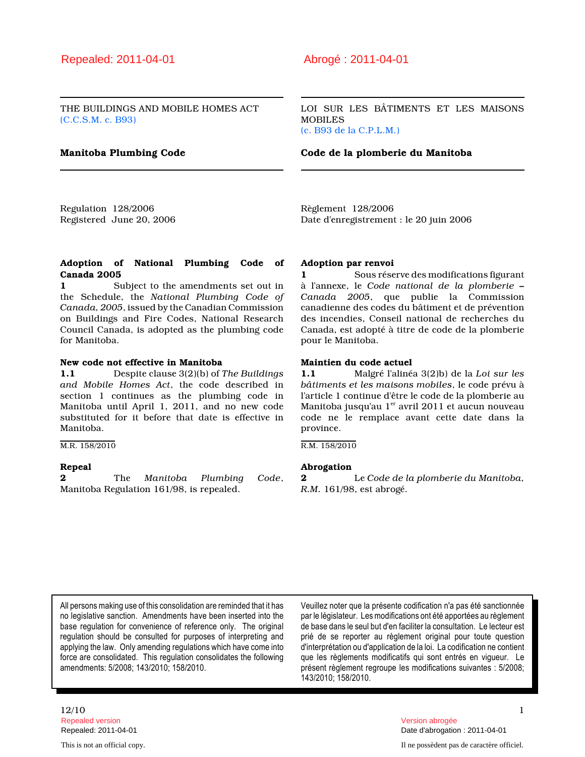Repealed: 2011-04-01

THE BUILDINGS AND MOBILE HOMES ACT
(C.C.S.M. c. B93)

# Manitoba Plumbing Code

Regulation 128/2006
Registered June 20, 2006

**Adoption of National Plumbing Code of Canada 2005**

**1** Subject to the amendments set out in the Schedule, the *National Plumbing Code of Canada, 2005*, issued by the Canadian Commission on Buildings and Fire Codes, National Research Council Canada, is adopted as the plumbing code for Manitoba.

**New code not effective in Manitoba**

**1.1** Despite clause 3(2)(b) of *The Buildings and Mobile Homes Act*, the code described in section 1 continues as the plumbing code in Manitoba until April 1, 2011, and no new code substituted for it before that date is effective in Manitoba.

M.R. 158/2010

**Repeal**

**2** The *Manitoba Plumbing Code*, Manitoba Regulation 161/98, is repealed.

---

Abrogé : 2011-04-01

LOI SUR LES BÂTIMENTS ET LES MAISONS MOBILES
(c. B93 de la C.P.L.M.)

# Code de la plomberie du Manitoba

Règlement 128/2006
Date d'enregistrement : le 20 juin 2006

**Adoption par renvoi**

**1** Sous réserve des modifications figurant à l'annexe, le *Code national de la plomberie – Canada 2005*, que publie la Commission canadienne des codes du bâtiment et de prévention des incendies, Conseil national de recherches du Canada, est adopté à titre de code de la plomberie pour le Manitoba.

**Maintien du code actuel**

**1.1** Malgré l'alinéa 3(2)b) de la *Loi sur les bâtiments et les maisons mobiles*, le code prévu à l'article 1 continue d'être le code de la plomberie au Manitoba jusqu'au 1er avril 2011 et aucun nouveau code ne le remplace avant cette date dans la province.

R.M. 158/2010

**Abrogation**

**2** Le *Code de la plomberie du Manitoba*, *R.M.* 161/98, est abrogé.

---

All persons making use of this consolidation are reminded that it has no legislative sanction. Amendments have been inserted into the base regulation for convenience of reference only. The original regulation should be consulted for purposes of interpreting and applying the law. Only amending regulations which have come into force are consolidated. This regulation consolidates the following amendments: 5/2008; 143/2010; 158/2010.

Veuillez noter que la présente codification n'a pas été sanctionnée par le législateur. Les modifications ont été apportées au règlement de base dans le seul but d'en faciliter la consultation. Le lecteur est prié de se reporter au règlement original pour toute question d'interprétation ou d'application de la loi. La codification ne contient que les règlements modificatifs qui sont entrés en vigueur. Le présent règlement regroupe les modifications suivantes : 5/2008; 143/2010; 158/2010.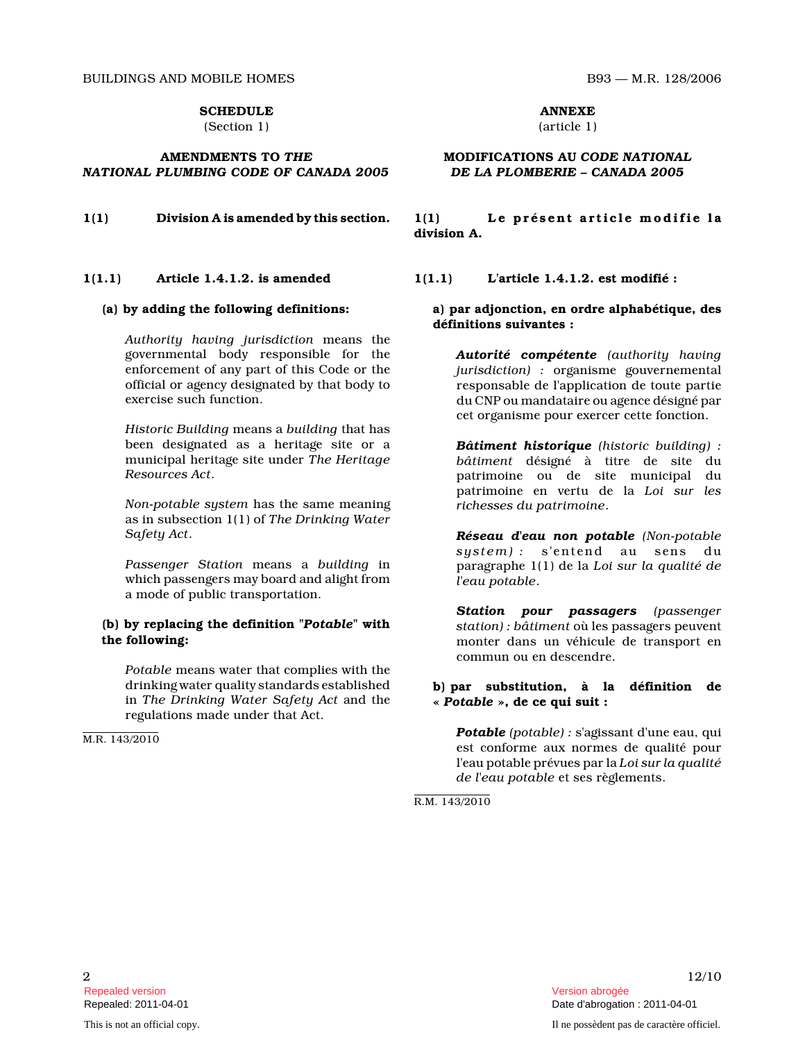## SCHEDULE
(Section 1)

### AMENDMENTS TO *THE NATIONAL PLUMBING CODE OF CANADA 2005*

**1(1)** **Division A is amended by this section.**

**1(1.1)** **Article 1.4.1.2. is amended**

**(a) by adding the following definitions:**

*Authority having jurisdiction* means the governmental body responsible for the enforcement of any part of this Code or the official or agency designated by that body to exercise such function.

*Historic Building* means a *building* that has been designated as a heritage site or a municipal heritage site under *The Heritage Resources Act*.

*Non-potable system* has the same meaning as in subsection 1(1) of *The Drinking Water Safety Act*.

*Passenger Station* means a *building* in which passengers may board and alight from a mode of public transportation.

**(b) by replacing the definition "*Potable*" with the following:**

*Potable* means water that complies with the drinking water quality standards established in *The Drinking Water Safety Act* and the regulations made under that Act.

M.R. 143/2010

## ANNEXE
(article 1)

### MODIFICATIONS AU *CODE NATIONAL DE LA PLOMBERIE – CANADA 2005*

**1(1)** **Le présent article modifie la division A.**

**1(1.1)** **L'article 1.4.1.2. est modifié :**

**a) par adjonction, en ordre alphabétique, des définitions suivantes :**

***Autorité compétente*** *(authority having jurisdiction)* : organisme gouvernemental responsable de l'application de toute partie du CNP ou mandataire ou agence désigné par cet organisme pour exercer cette fonction.

***Bâtiment historique*** *(historic building)* : *bâtiment* désigné à titre de site du patrimoine ou de site municipal du patrimoine en vertu de la *Loi sur les richesses du patrimoine*.

***Réseau d'eau non potable*** *(Non-potable system)* : s'entend au sens du paragraphe 1(1) de la *Loi sur la qualité de l'eau potable*.

***Station pour passagers*** *(passenger station)* : *bâtiment* où les passagers peuvent monter dans un véhicule de transport en commun ou en descendre.

**b) par substitution, à la définition de « *Potable* », de ce qui suit :**

***Potable*** *(potable)* : s'agissant d'une eau, qui est conforme aux normes de qualité pour l'eau potable prévues par la *Loi sur la qualité de l'eau potable* et ses règlements.

R.M. 143/2010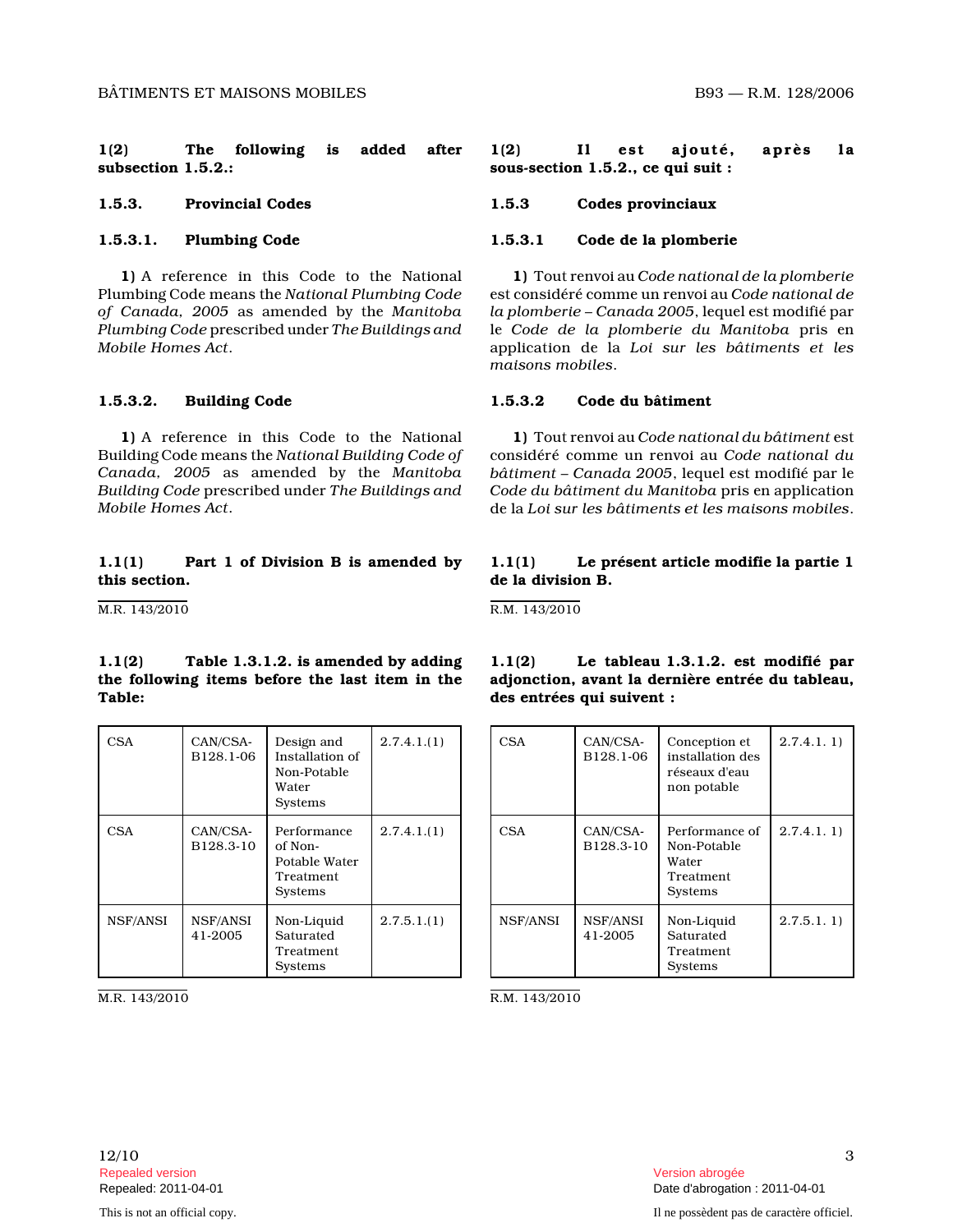**1(2) The following is added after subsection 1.5.2.:**

### 1.5.3. Provincial Codes

#### 1.5.3.1. Plumbing Code

**1)** A reference in this Code to the National Plumbing Code means the *National Plumbing Code of Canada, 2005* as amended by the *Manitoba Plumbing Code* prescribed under *The Buildings and Mobile Homes Act*.

#### 1.5.3.2. Building Code

**1)** A reference in this Code to the National Building Code means the *National Building Code of Canada, 2005* as amended by the *Manitoba Building Code* prescribed under *The Buildings and Mobile Homes Act*.

**1.1(1) Part 1 of Division B is amended by this section.**

M.R. 143/2010

**1.1(2) Table 1.3.1.2. is amended by adding the following items before the last item in the Table:**

| | | | |
|---|---|---|---|
| CSA | CAN/CSA-B128.1-06 | Design and Installation of Non-Potable Water Systems | 2.7.4.1.(1) |
| CSA | CAN/CSA-B128.3-10 | Performance of Non-Potable Water Treatment Systems | 2.7.4.1.(1) |
| NSF/ANSI | NSF/ANSI 41-2005 | Non-Liquid Saturated Treatment Systems | 2.7.5.1.(1) |

M.R. 143/2010

**1(2) Il est ajouté, après la sous-section 1.5.2., ce qui suit :**

### 1.5.3 Codes provinciaux

#### 1.5.3.1 Code de la plomberie

**1)** Tout renvoi au *Code national de la plomberie* est considéré comme un renvoi au *Code national de la plomberie – Canada 2005*, lequel est modifié par le *Code de la plomberie du Manitoba* pris en application de la *Loi sur les bâtiments et les maisons mobiles*.

#### 1.5.3.2 Code du bâtiment

**1)** Tout renvoi au *Code national du bâtiment* est considéré comme un renvoi au *Code national du bâtiment – Canada 2005*, lequel est modifié par le *Code du bâtiment du Manitoba* pris en application de la *Loi sur les bâtiments et les maisons mobiles*.

**1.1(1) Le présent article modifie la partie 1 de la division B.**

R.M. 143/2010

**1.1(2) Le tableau 1.3.1.2. est modifié par adjonction, avant la dernière entrée du tableau, des entrées qui suivent :**

| | | | |
|---|---|---|---|
| CSA | CAN/CSA-B128.1-06 | Conception et installation des réseaux d'eau non potable | 2.7.4.1. 1) |
| CSA | CAN/CSA-B128.3-10 | Performance of Non-Potable Water Treatment Systems | 2.7.4.1. 1) |
| NSF/ANSI | NSF/ANSI 41-2005 | Non-Liquid Saturated Treatment Systems | 2.7.5.1. 1) |

R.M. 143/2010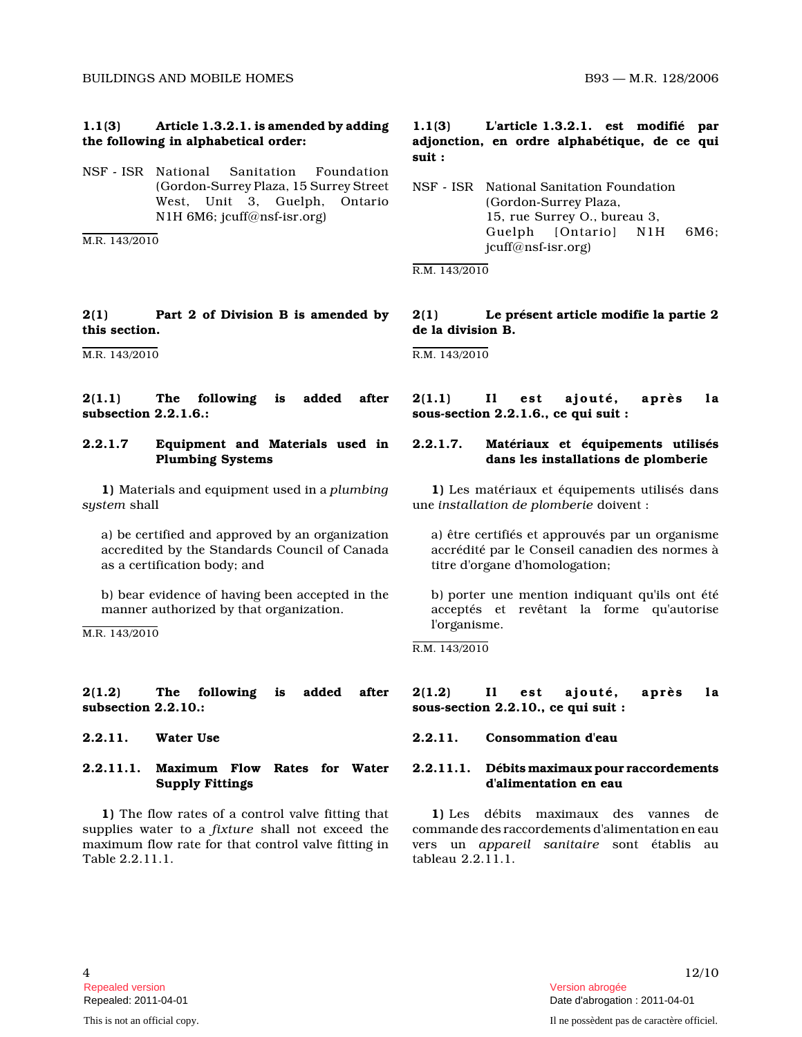**1.1(3) Article 1.3.2.1. is amended by adding the following in alphabetical order:**

NSF - ISR National Sanitation Foundation (Gordon-Surrey Plaza, 15 Surrey Street West, Unit 3, Guelph, Ontario N1H 6M6; jcuff@nsf-isr.org)

M.R. 143/2010

**1.1(3) L'article 1.3.2.1. est modifié par adjonction, en ordre alphabétique, de ce qui suit :**

NSF - ISR National Sanitation Foundation (Gordon-Surrey Plaza, 15, rue Surrey O., bureau 3, Guelph [Ontario] N1H 6M6; jcuff@nsf-isr.org)

R.M. 143/2010

**2(1) Part 2 of Division B is amended by this section.**

M.R. 143/2010

**2(1) Le présent article modifie la partie 2 de la division B.**

R.M. 143/2010

**2(1.1) The following is added after subsection 2.2.1.6.:**

**2.2.1.7 Equipment and Materials used in Plumbing Systems**

**1)** Materials and equipment used in a *plumbing system* shall

a) be certified and approved by an organization accredited by the Standards Council of Canada as a certification body; and

b) bear evidence of having been accepted in the manner authorized by that organization.

M.R. 143/2010

**2(1.1) Il est ajouté, après la sous-section 2.2.1.6., ce qui suit :**

**2.2.1.7. Matériaux et équipements utilisés dans les installations de plomberie**

**1)** Les matériaux et équipements utilisés dans une *installation de plomberie* doivent :

a) être certifiés et approuvés par un organisme accrédité par le Conseil canadien des normes à titre d'organe d'homologation;

b) porter une mention indiquant qu'ils ont été acceptés et revêtant la forme qu'autorise l'organisme.

R.M. 143/2010

**2(1.2) The following is added after subsection 2.2.10.:**

**2.2.11. Water Use**

**2.2.11.1. Maximum Flow Rates for Water Supply Fittings**

**1)** The flow rates of a control valve fitting that supplies water to a *fixture* shall not exceed the maximum flow rate for that control valve fitting in Table 2.2.11.1.

**2(1.2) Il est ajouté, après la sous-section 2.2.10., ce qui suit :**

**2.2.11. Consommation d'eau**

**2.2.11.1. Débits maximaux pour raccordements d'alimentation en eau**

**1)** Les débits maximaux des vannes de commande des raccordements d'alimentation en eau vers un *appareil sanitaire* sont établis au tableau 2.2.11.1.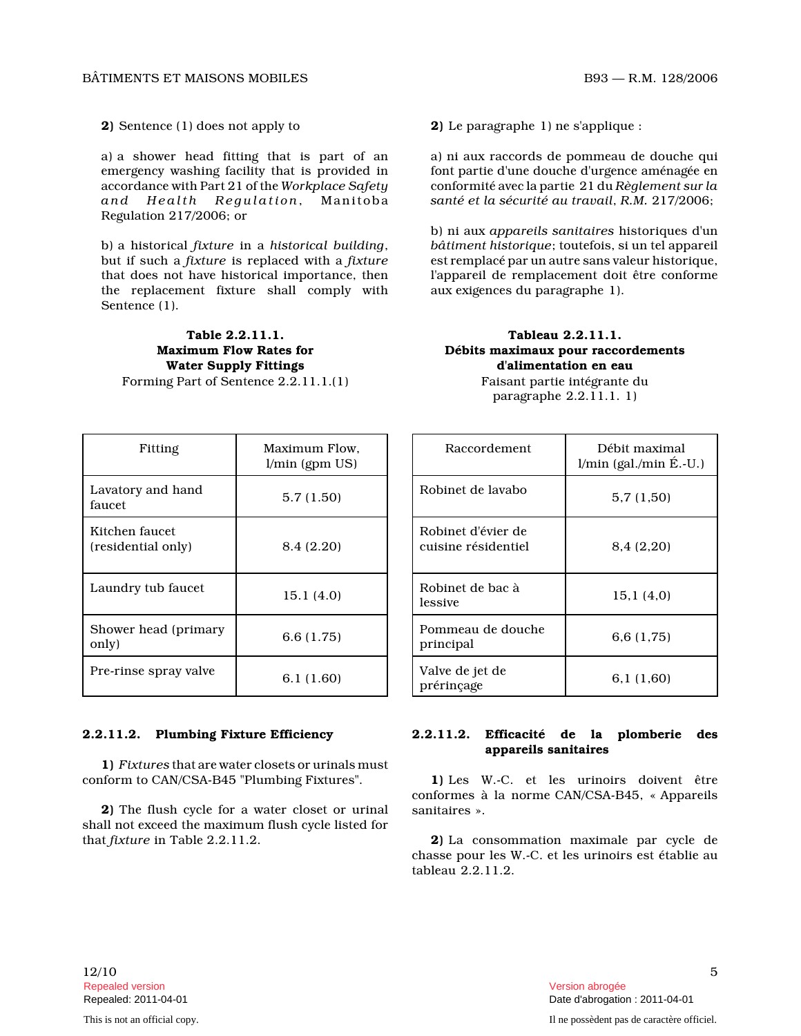**2)** Sentence (1) does not apply to

a) a shower head fitting that is part of an emergency washing facility that is provided in accordance with Part 21 of the *Workplace Safety and Health Regulation*, Manitoba Regulation 217/2006; or

b) a historical *fixture* in a *historical building*, but if such a *fixture* is replaced with a *fixture* that does not have historical importance, then the replacement fixture shall comply with Sentence (1).

**Table 2.2.11.1.**
**Maximum Flow Rates for Water Supply Fittings**
Forming Part of Sentence 2.2.11.1.(1)

| Fitting | Maximum Flow, l/min (gpm US) |
|---|---|
| Lavatory and hand faucet | 5.7 (1.50) |
| Kitchen faucet (residential only) | 8.4 (2.20) |
| Laundry tub faucet | 15.1 (4.0) |
| Shower head (primary only) | 6.6 (1.75) |
| Pre-rinse spray valve | 6.1 (1.60) |

### 2.2.11.2. Plumbing Fixture Efficiency

**1)** *Fixtures* that are water closets or urinals must conform to CAN/CSA-B45 "Plumbing Fixtures".

**2)** The flush cycle for a water closet or urinal shall not exceed the maximum flush cycle listed for that *fixture* in Table 2.2.11.2.

**2)** Le paragraphe 1) ne s'applique :

a) ni aux raccords de pommeau de douche qui font partie d'une douche d'urgence aménagée en conformité avec la partie 21 du *Règlement sur la santé et la sécurité au travail*, *R.M.* 217/2006;

b) ni aux *appareils sanitaires* historiques d'un *bâtiment historique*; toutefois, si un tel appareil est remplacé par un autre sans valeur historique, l'appareil de remplacement doit être conforme aux exigences du paragraphe 1).

**Tableau 2.2.11.1.**
**Débits maximaux pour raccordements d'alimentation en eau**
Faisant partie intégrante du paragraphe 2.2.11.1. 1)

| Raccordement | Débit maximal l/min (gal./min É.-U.) |
|---|---|
| Robinet de lavabo | 5,7 (1,50) |
| Robinet d'évier de cuisine résidentiel | 8,4 (2,20) |
| Robinet de bac à lessive | 15,1 (4,0) |
| Pommeau de douche principal | 6,6 (1,75) |
| Valve de jet de prérinçage | 6,1 (1,60) |

### 2.2.11.2. Efficacité de la plomberie des appareils sanitaires

**1)** Les W.-C. et les urinoirs doivent être conformes à la norme CAN/CSA-B45, « Appareils sanitaires ».

**2)** La consommation maximale par cycle de chasse pour les W.-C. et les urinoirs est établie au tableau 2.2.11.2.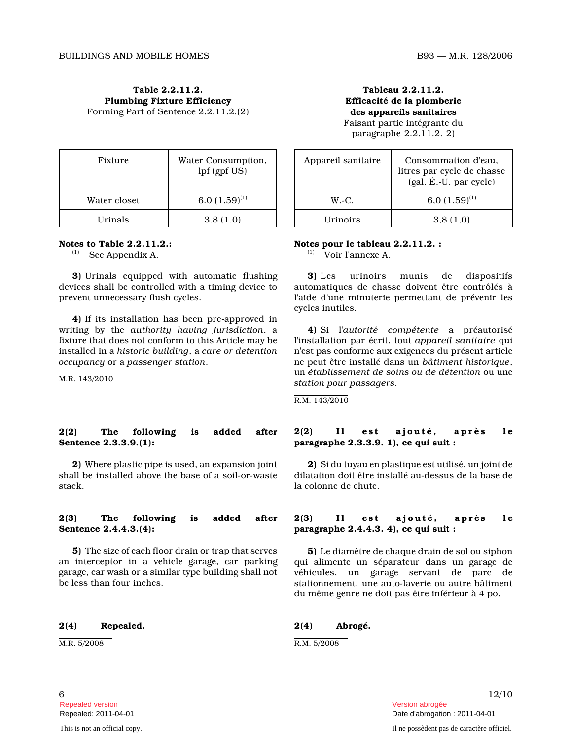**Table 2.2.11.2.**
**Plumbing Fixture Efficiency**
Forming Part of Sentence 2.2.11.2.(2)

| Fixture | Water Consumption, lpf (gpf US) |
|---|---|
| Water closet | 6.0 (1.59)[1] |
| Urinals | 3.8 (1.0) |

**Notes to Table 2.2.11.2.:**
[1] See Appendix A.

**3)** Urinals equipped with automatic flushing devices shall be controlled with a timing device to prevent unnecessary flush cycles.

**4)** If its installation has been pre-approved in writing by the *authority having jurisdiction*, a fixture that does not conform to this Article may be installed in a *historic building*, a *care or detention occupancy* or a *passenger station*.

M.R. 143/2010

**2(2) The following is added after Sentence 2.3.3.9.(1):**

**2)** Where plastic pipe is used, an expansion joint shall be installed above the base of a soil-or-waste stack.

**2(3) The following is added after Sentence 2.4.4.3.(4):**

**5)** The size of each floor drain or trap that serves an interceptor in a vehicle garage, car parking garage, car wash or a similar type building shall not be less than four inches.

**2(4) Repealed.**

M.R. 5/2008

**Tableau 2.2.11.2.**
**Efficacité de la plomberie des appareils sanitaires**
Faisant partie intégrante du paragraphe 2.2.11.2. 2)

| Appareil sanitaire | Consommation d'eau, litres par cycle de chasse (gal. É.-U. par cycle) |
|---|---|
| W.-C. | 6,0 (1,59)[1] |
| Urinoirs | 3,8 (1,0) |

**Notes pour le tableau 2.2.11.2. :**
[1] Voir l'annexe A.

**3)** Les urinoirs munis de dispositifs automatiques de chasse doivent être contrôlés à l'aide d'une minuterie permettant de prévenir les cycles inutiles.

**4)** Si l'*autorité compétente* a préautorisé l'installation par écrit, tout *appareil sanitaire* qui n'est pas conforme aux exigences du présent article ne peut être installé dans un *bâtiment historique*, un *établissement de soins ou de détention* ou une *station pour passagers*.

R.M. 143/2010

**2(2) Il est ajouté, après le paragraphe 2.3.3.9. 1), ce qui suit :**

**2)** Si du tuyau en plastique est utilisé, un joint de dilatation doit être installé au-dessus de la base de la colonne de chute.

**2(3) Il est ajouté, après le paragraphe 2.4.4.3. 4), ce qui suit :**

**5)** Le diamètre de chaque drain de sol ou siphon qui alimente un séparateur dans un garage de véhicules, un garage servant de parc de stationnement, une auto-laverie ou autre bâtiment du même genre ne doit pas être inférieur à 4 po.

**2(4) Abrogé.**

R.M. 5/2008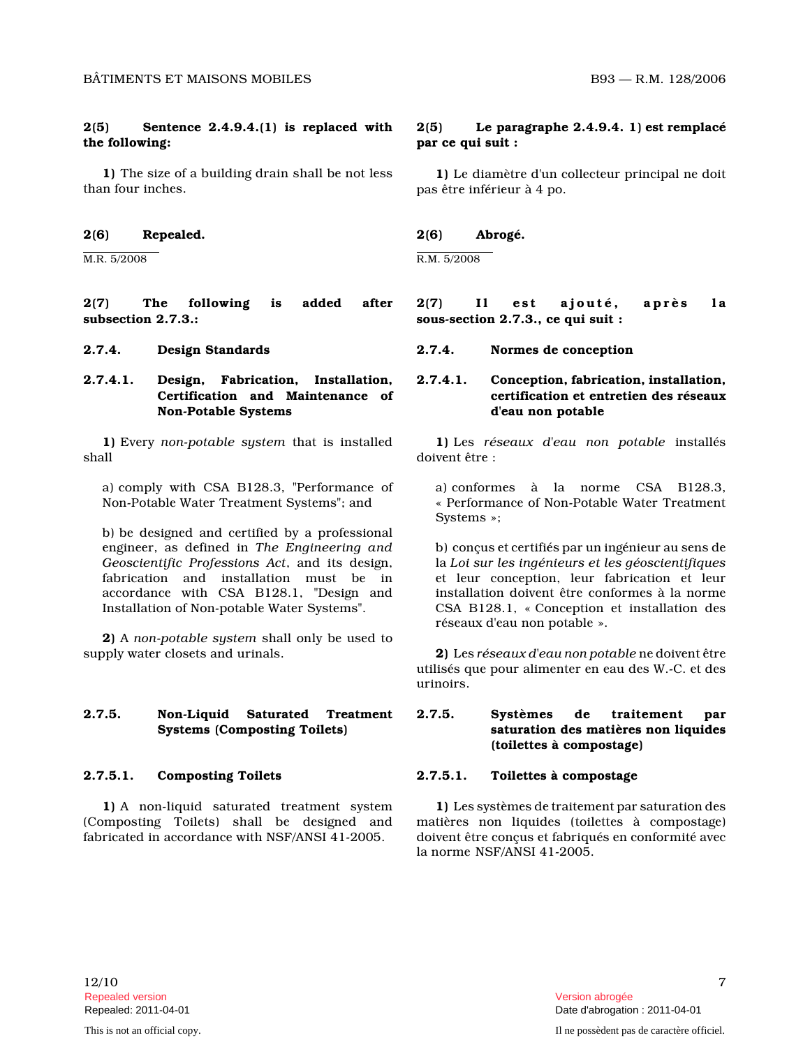**2(5) Sentence 2.4.9.4.(1) is replaced with the following:**

**1)** The size of a building drain shall be not less than four inches.

**2(6) Repealed.**

M.R. 5/2008

**2(7) The following is added after subsection 2.7.3.:**

**2.7.4. Design Standards**

**2.7.4.1. Design, Fabrication, Installation, Certification and Maintenance of Non-Potable Systems**

**1)** Every *non-potable system* that is installed shall

a) comply with CSA B128.3, "Performance of Non-Potable Water Treatment Systems"; and

b) be designed and certified by a professional engineer, as defined in *The Engineering and Geoscientific Professions Act*, and its design, fabrication and installation must be in accordance with CSA B128.1, "Design and Installation of Non-potable Water Systems".

**2)** A *non-potable system* shall only be used to supply water closets and urinals.

**2.7.5. Non-Liquid Saturated Treatment Systems (Composting Toilets)**

**2.7.5.1. Composting Toilets**

**1)** A non-liquid saturated treatment system (Composting Toilets) shall be designed and fabricated in accordance with NSF/ANSI 41-2005.

**2(5) Le paragraphe 2.4.9.4. 1) est remplacé par ce qui suit :**

**1)** Le diamètre d'un collecteur principal ne doit pas être inférieur à 4 po.

**2(6) Abrogé.**

R.M. 5/2008

**2(7) Il est ajouté, après la sous-section 2.7.3., ce qui suit :**

**2.7.4. Normes de conception**

**2.7.4.1. Conception, fabrication, installation, certification et entretien des réseaux d'eau non potable**

**1)** Les *réseaux d'eau non potable* installés doivent être :

a) conformes à la norme CSA B128.3, « Performance of Non-Potable Water Treatment Systems »;

b) conçus et certifiés par un ingénieur au sens de la *Loi sur les ingénieurs et les géoscientifiques* et leur conception, leur fabrication et leur installation doivent être conformes à la norme CSA B128.1, « Conception et installation des réseaux d'eau non potable ».

**2)** Les *réseaux d'eau non potable* ne doivent être utilisés que pour alimenter en eau des W.-C. et des urinoirs.

**2.7.5. Systèmes de traitement par saturation des matières non liquides (toilettes à compostage)**

**2.7.5.1. Toilettes à compostage**

**1)** Les systèmes de traitement par saturation des matières non liquides (toilettes à compostage) doivent être conçus et fabriqués en conformité avec la norme NSF/ANSI 41-2005.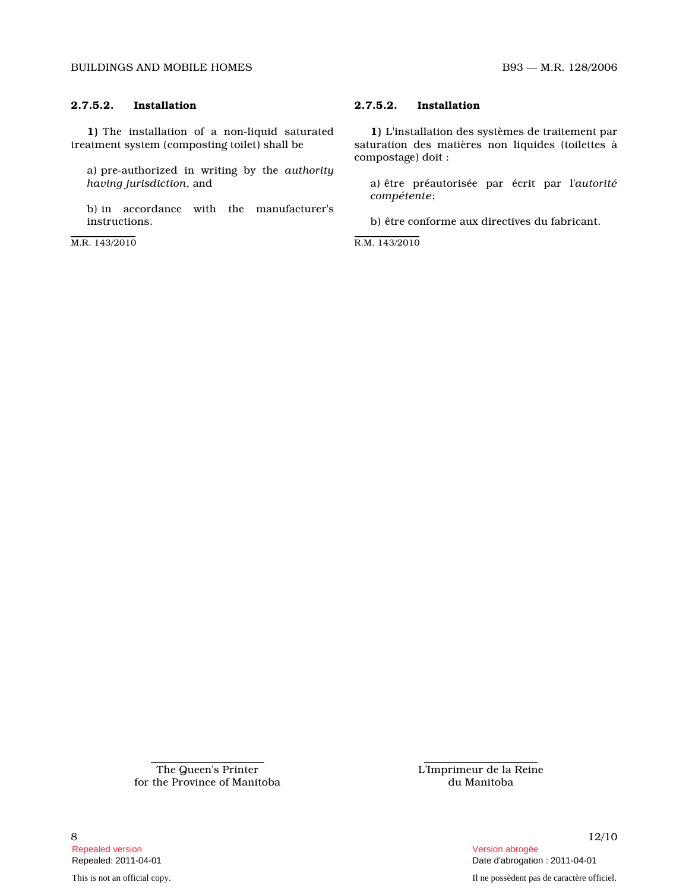### 2.7.5.2. Installation

**1)** The installation of a non-liquid saturated treatment system (composting toilet) shall be

a) pre-authorized in writing by the *authority having jurisdiction*, and

b) in accordance with the manufacturer's instructions.

M.R. 143/2010

### 2.7.5.2. Installation

**1)** L'installation des systèmes de traitement par saturation des matières non liquides (toilettes à compostage) doit :

a) être préautorisée par écrit par l'*autorité compétente*;

b) être conforme aux directives du fabricant.

R.M. 143/2010

The Queen's Printer
for the Province of Manitoba

L'Imprimeur de la Reine
du Manitoba

Repealed version
Repealed: 2011-04-01

Version abrogée
Date d'abrogation : 2011-04-01

This is not an official copy.

Il ne possèdent pas de caractère officiel.